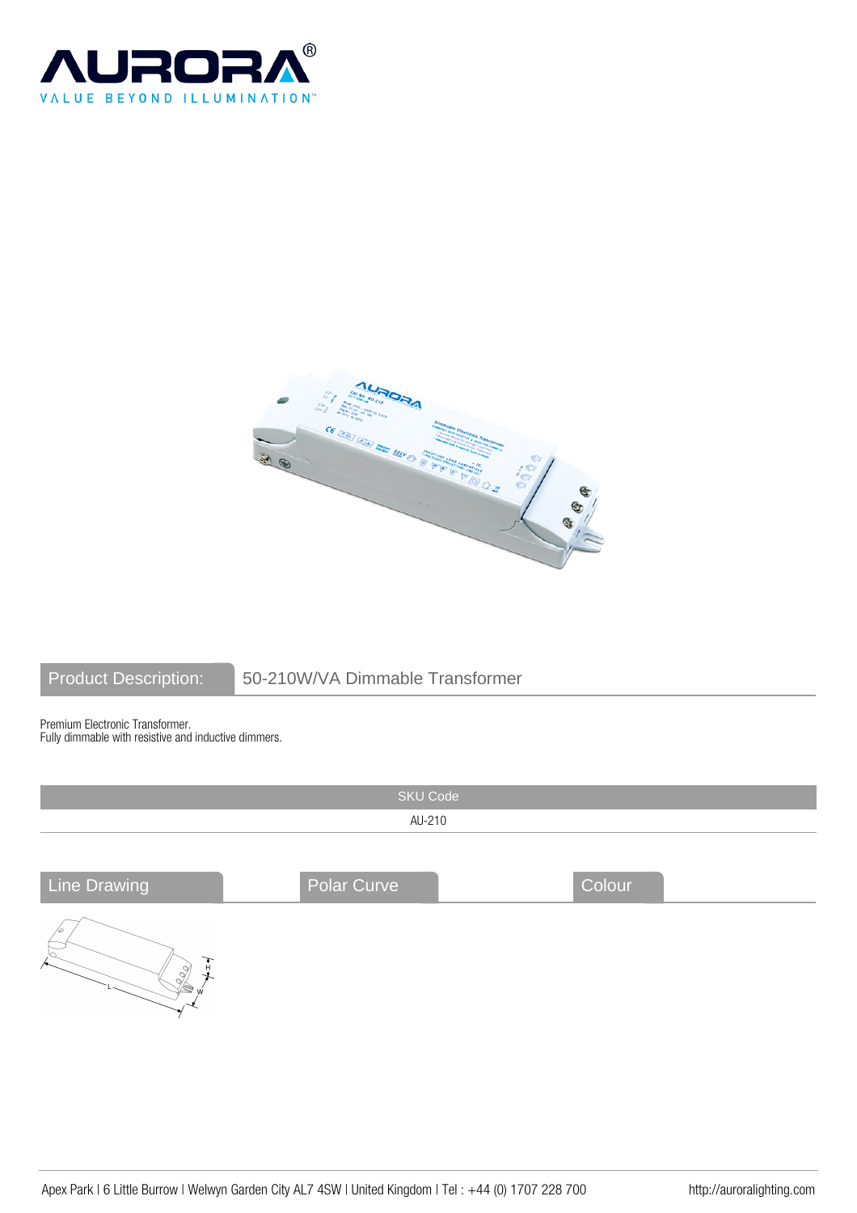AURORA®

VALUE BEYOND ILLUMINATION™

| Product Description: | 50-210W/VA Dimmable Transformer |
| --- | --- |

Premium Electronic Transformer.
Fully dimmable with resistive and inductive dimmers.

| SKU Code |
| --- |
| AU-210 |

| Line Drawing | Polar Curve | Colour |
| --- | --- | --- |

Apex Park | 6 Little Burrow | Welwyn Garden City AL7 4SW | United Kingdom | Tel : +44 (0) 1707 228 700

http://auroralighting.com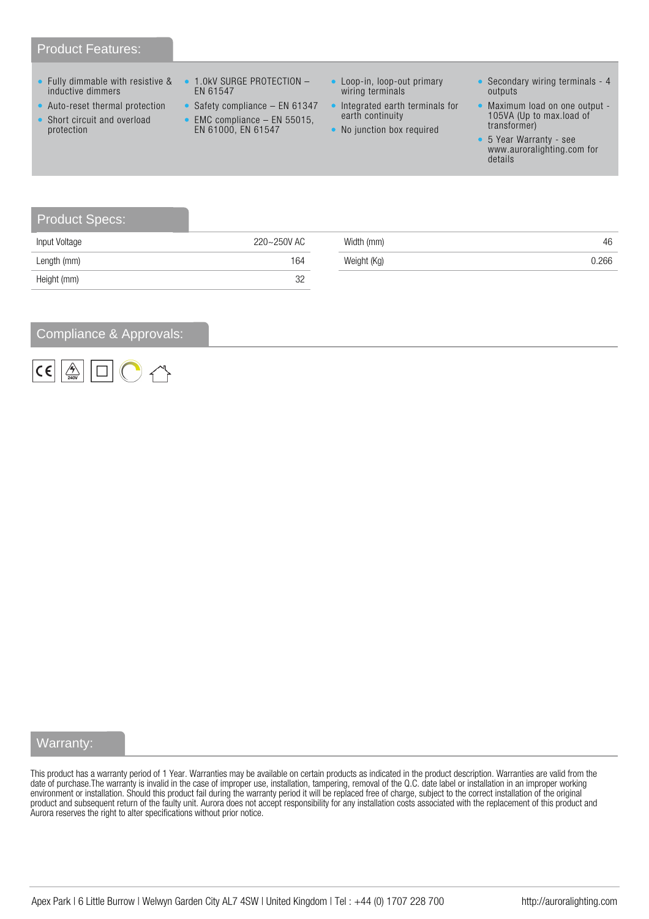## Product Features:

- Fully dimmable with resistive & inductive dimmers
- Auto-reset thermal protection
- Short circuit and overload protection
- 1.0kV SURGE PROTECTION – EN 61547
- Safety compliance – EN 61347
- EMC compliance – EN 55015, EN 61000, EN 61547
- Loop-in, loop-out primary wiring terminals
- Integrated earth terminals for earth continuity
- No junction box required
- Secondary wiring terminals - 4 outputs
- Maximum load on one output - 105VA (Up to max.load of transformer)
- 5 Year Warranty - see www.auroralighting.com for details

## Product Specs:

| | | | |
|---|---|---|---|
| Input Voltage | 220~250V AC | Width (mm) | 46 |
| Length (mm) | 164 | Weight (Kg) | 0.266 |
| Height (mm) | 32 | | |

## Compliance & Approvals:

240V

## Warranty:

This product has a warranty period of 1 Year. Warranties may be available on certain products as indicated in the product description. Warranties are valid from the date of purchase.The warranty is invalid in the case of improper use, installation, tampering, removal of the Q.C. date label or installation in an improper working environment or installation. Should this product fail during the warranty period it will be replaced free of charge, subject to the correct installation of the original product and subsequent return of the faulty unit. Aurora does not accept responsibility for any installation costs associated with the replacement of this product and Aurora reserves the right to alter specifications without prior notice.

Apex Park | 6 Little Burrow | Welwyn Garden City AL7 4SW | United Kingdom | Tel : +44 (0) 1707 228 700 http://auroralighting.com